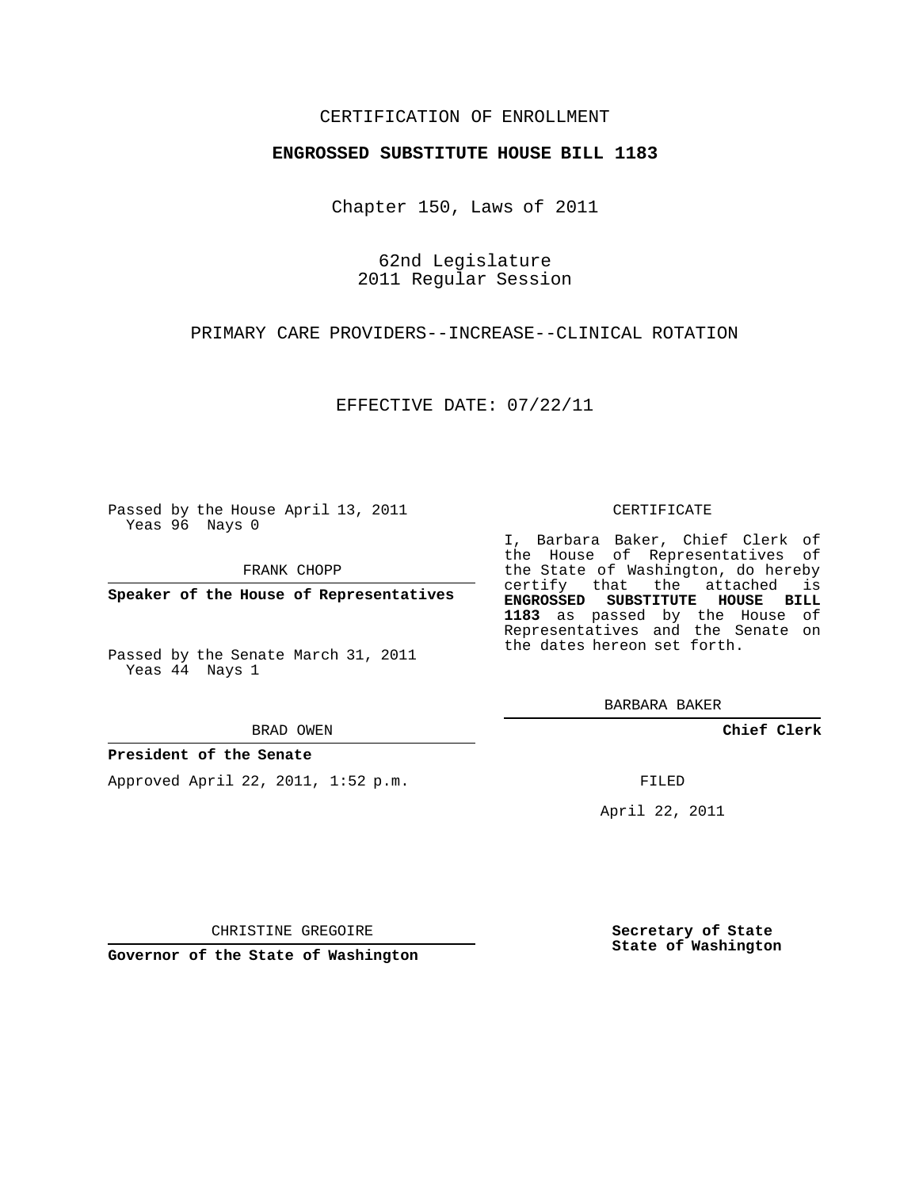CERTIFICATION OF ENROLLMENT

**ENGROSSED SUBSTITUTE HOUSE BILL 1183**

Chapter 150, Laws of 2011

62nd Legislature
2011 Regular Session

PRIMARY CARE PROVIDERS--INCREASE--CLINICAL ROTATION

EFFECTIVE DATE: 07/22/11

Passed by the House April 13, 2011
Yeas 96 Nays 0

FRANK CHOPP

**Speaker of the House of Representatives**

Passed by the Senate March 31, 2011
Yeas 44 Nays 1

BRAD OWEN

**President of the Senate**

Approved April 22, 2011, 1:52 p.m.

CHRISTINE GREGOIRE

**Governor of the State of Washington**

CERTIFICATE

I, Barbara Baker, Chief Clerk of the House of Representatives of the State of Washington, do hereby certify that the attached is **ENGROSSED SUBSTITUTE HOUSE BILL 1183** as passed by the House of Representatives and the Senate on the dates hereon set forth.

BARBARA BAKER

**Chief Clerk**

FILED

April 22, 2011

**Secretary of State**
**State of Washington**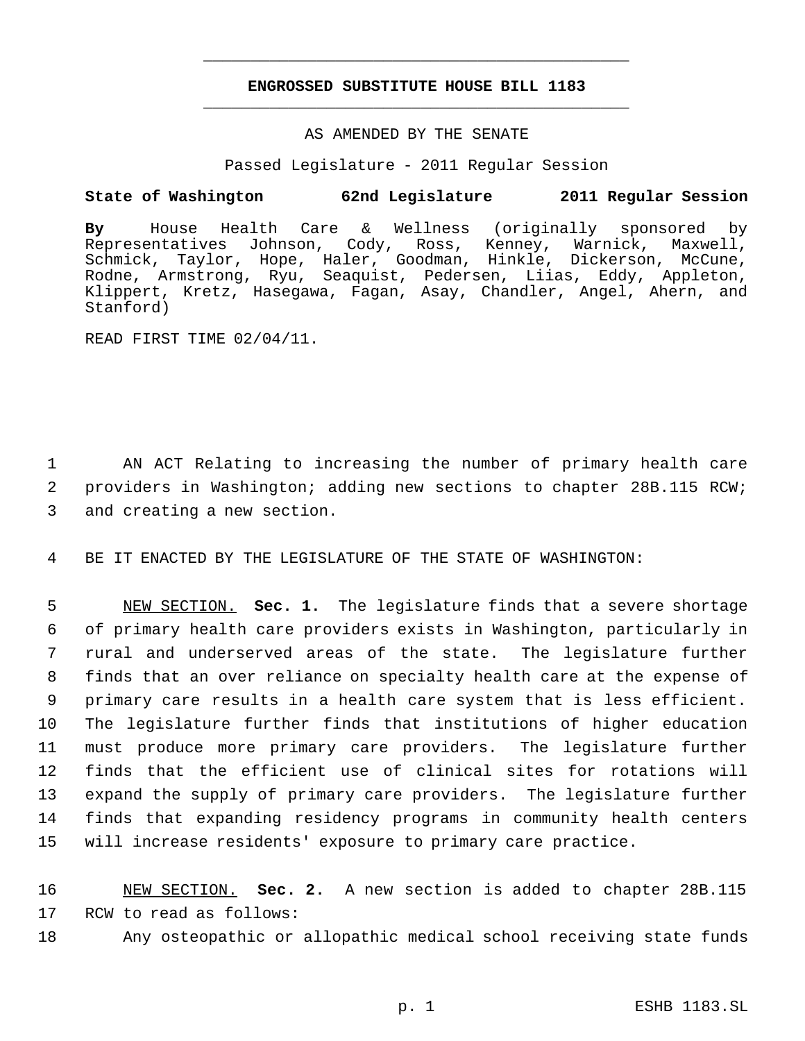# ENGROSSED SUBSTITUTE HOUSE BILL 1183

AS AMENDED BY THE SENATE

Passed Legislature - 2011 Regular Session

**State of Washington 62nd Legislature 2011 Regular Session**

**By** House Health Care & Wellness (originally sponsored by Representatives Johnson, Cody, Ross, Kenney, Warnick, Maxwell, Schmick, Taylor, Hope, Haler, Goodman, Hinkle, Dickerson, McCune, Rodne, Armstrong, Ryu, Seaquist, Pedersen, Liias, Eddy, Appleton, Klippert, Kretz, Hasegawa, Fagan, Asay, Chandler, Angel, Ahern, and Stanford)

READ FIRST TIME 02/04/11.

AN ACT Relating to increasing the number of primary health care providers in Washington; adding new sections to chapter 28B.115 RCW; and creating a new section.

BE IT ENACTED BY THE LEGISLATURE OF THE STATE OF WASHINGTON:

NEW SECTION. **Sec. 1.** The legislature finds that a severe shortage of primary health care providers exists in Washington, particularly in rural and underserved areas of the state. The legislature further finds that an over reliance on specialty health care at the expense of primary care results in a health care system that is less efficient. The legislature further finds that institutions of higher education must produce more primary care providers. The legislature further finds that the efficient use of clinical sites for rotations will expand the supply of primary care providers. The legislature further finds that expanding residency programs in community health centers will increase residents' exposure to primary care practice.

NEW SECTION. **Sec. 2.** A new section is added to chapter 28B.115 RCW to read as follows:

Any osteopathic or allopathic medical school receiving state funds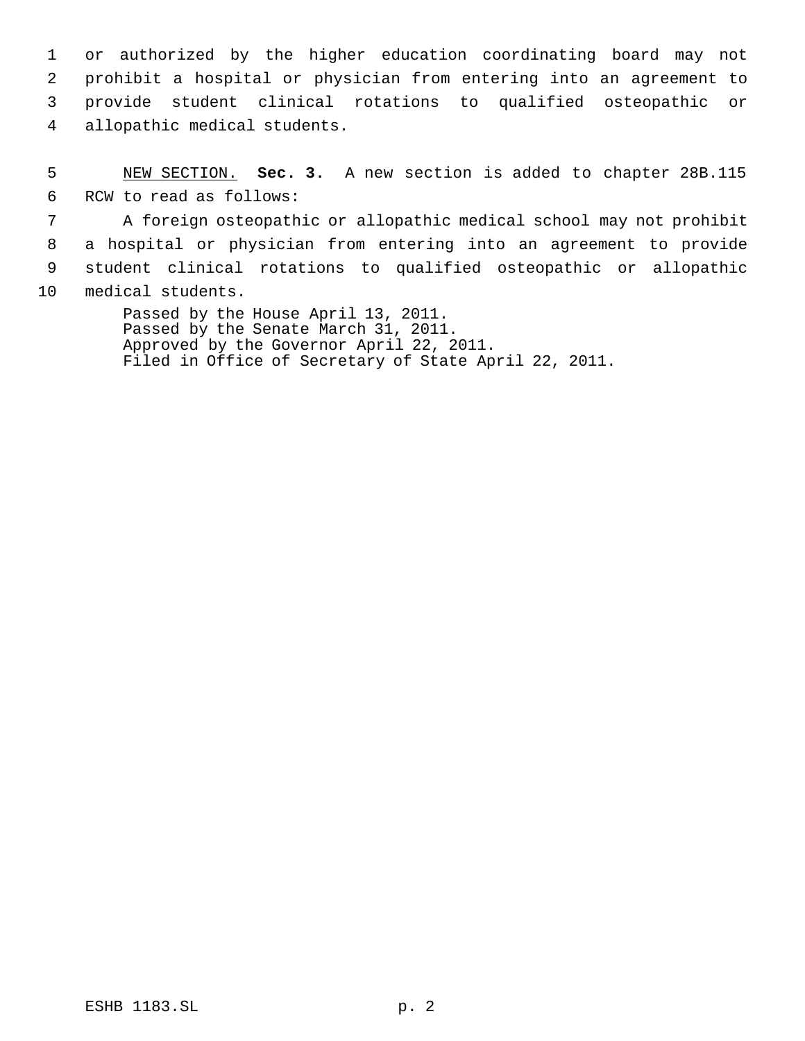or authorized by the higher education coordinating board may not prohibit a hospital or physician from entering into an agreement to provide student clinical rotations to qualified osteopathic or allopathic medical students.

NEW SECTION. **Sec. 3.** A new section is added to chapter 28B.115 RCW to read as follows:

A foreign osteopathic or allopathic medical school may not prohibit a hospital or physician from entering into an agreement to provide student clinical rotations to qualified osteopathic or allopathic medical students.

Passed by the House April 13, 2011.
Passed by the Senate March 31, 2011.
Approved by the Governor April 22, 2011.
Filed in Office of Secretary of State April 22, 2011.